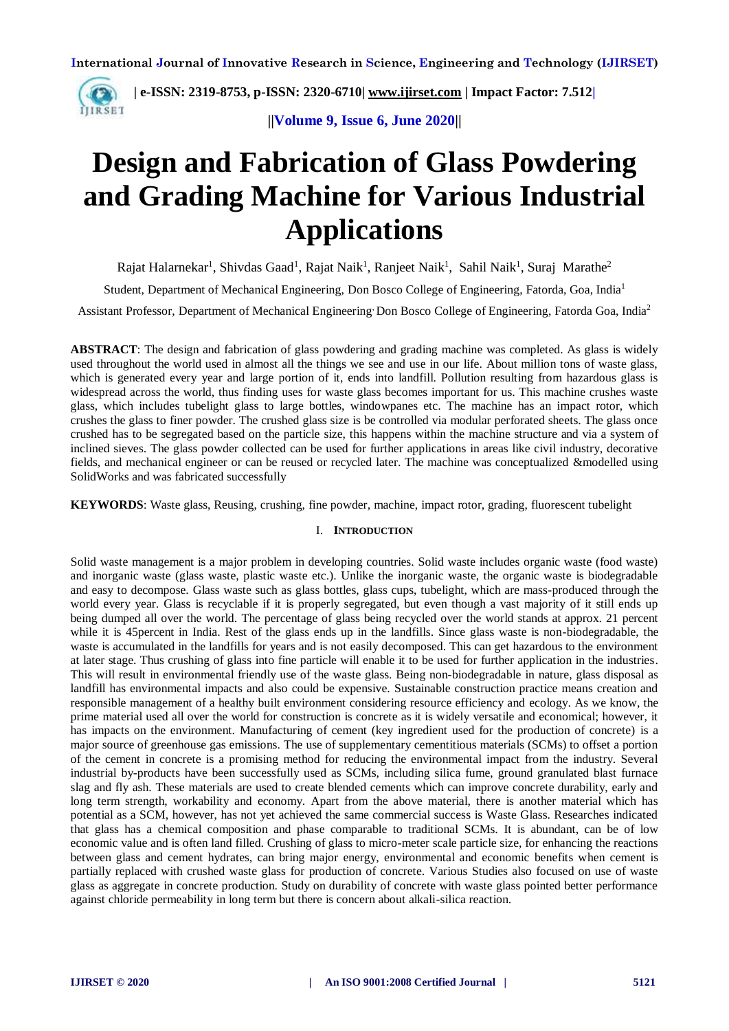# Design and Fabrication of Glass Powdering and Grading Machine for Various Industrial Applications

Rajat Halarnekar[1], Shivdas Gaad[1], Rajat Naik[1], Ranjeet Naik[1], Sahil Naik[1], Suraj Marathe[2]

Student, Department of Mechanical Engineering, Don Bosco College of Engineering, Fatorda, Goa, India[1]

Assistant Professor, Department of Mechanical Engineering, Don Bosco College of Engineering, Fatorda Goa, India[2]

**ABSTRACT**: The design and fabrication of glass powdering and grading machine was completed. As glass is widely used throughout the world used in almost all the things we see and use in our life. About million tons of waste glass, which is generated every year and large portion of it, ends into landfill. Pollution resulting from hazardous glass is widespread across the world, thus finding uses for waste glass becomes important for us. This machine crushes waste glass, which includes tubelight glass to large bottles, windowpanes etc. The machine has an impact rotor, which crushes the glass to finer powder. The crushed glass size is be controlled via modular perforated sheets. The glass once crushed has to be segregated based on the particle size, this happens within the machine structure and via a system of inclined sieves. The glass powder collected can be used for further applications in areas like civil industry, decorative fields, and mechanical engineer or can be reused or recycled later. The machine was conceptualized &modelled using SolidWorks and was fabricated successfully

**KEYWORDS**: Waste glass, Reusing, crushing, fine powder, machine, impact rotor, grading, fluorescent tubelight

## I. INTRODUCTION

Solid waste management is a major problem in developing countries. Solid waste includes organic waste (food waste) and inorganic waste (glass waste, plastic waste etc.). Unlike the inorganic waste, the organic waste is biodegradable and easy to decompose. Glass waste such as glass bottles, glass cups, tubelight, which are mass-produced through the world every year. Glass is recyclable if it is properly segregated, but even though a vast majority of it still ends up being dumped all over the world. The percentage of glass being recycled over the world stands at approx. 21 percent while it is 45percent in India. Rest of the glass ends up in the landfills. Since glass waste is non-biodegradable, the waste is accumulated in the landfills for years and is not easily decomposed. This can get hazardous to the environment at later stage. Thus crushing of glass into fine particle will enable it to be used for further application in the industries. This will result in environmental friendly use of the waste glass. Being non-biodegradable in nature, glass disposal as landfill has environmental impacts and also could be expensive. Sustainable construction practice means creation and responsible management of a healthy built environment considering resource efficiency and ecology. As we know, the prime material used all over the world for construction is concrete as it is widely versatile and economical; however, it has impacts on the environment. Manufacturing of cement (key ingredient used for the production of concrete) is a major source of greenhouse gas emissions. The use of supplementary cementitious materials (SCMs) to offset a portion of the cement in concrete is a promising method for reducing the environmental impact from the industry. Several industrial by-products have been successfully used as SCMs, including silica fume, ground granulated blast furnace slag and fly ash. These materials are used to create blended cements which can improve concrete durability, early and long term strength, workability and economy. Apart from the above material, there is another material which has potential as a SCM, however, has not yet achieved the same commercial success is Waste Glass. Researches indicated that glass has a chemical composition and phase comparable to traditional SCMs. It is abundant, can be of low economic value and is often land filled. Crushing of glass to micro-meter scale particle size, for enhancing the reactions between glass and cement hydrates, can bring major energy, environmental and economic benefits when cement is partially replaced with crushed waste glass for production of concrete. Various Studies also focused on use of waste glass as aggregate in concrete production. Study on durability of concrete with waste glass pointed better performance against chloride permeability in long term but there is concern about alkali-silica reaction.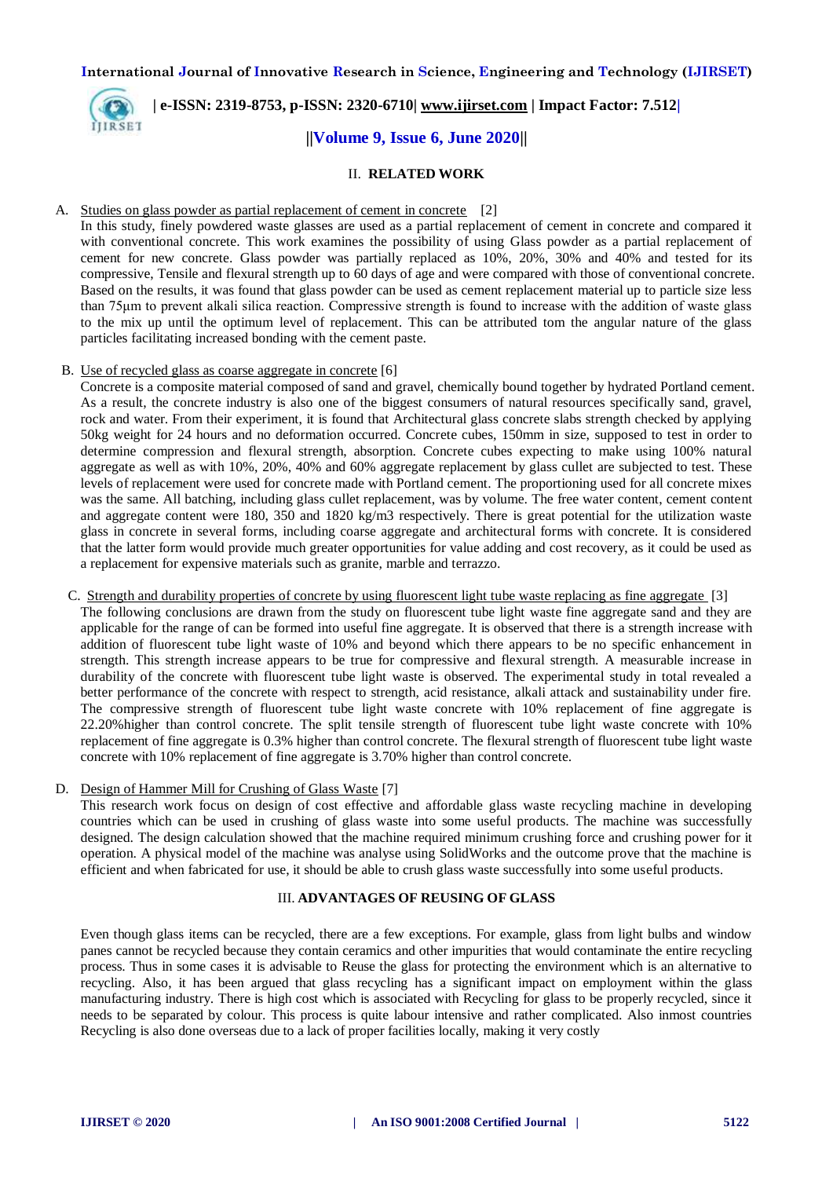## II. RELATED WORK

A. Studies on glass powder as partial replacement of cement in concrete [2]

In this study, finely powdered waste glasses are used as a partial replacement of cement in concrete and compared it with conventional concrete. This work examines the possibility of using Glass powder as a partial replacement of cement for new concrete. Glass powder was partially replaced as 10%, 20%, 30% and 40% and tested for its compressive, Tensile and flexural strength up to 60 days of age and were compared with those of conventional concrete. Based on the results, it was found that glass powder can be used as cement replacement material up to particle size less than 75μm to prevent alkali silica reaction. Compressive strength is found to increase with the addition of waste glass to the mix up until the optimum level of replacement. This can be attributed tom the angular nature of the glass particles facilitating increased bonding with the cement paste.

B. Use of recycled glass as coarse aggregate in concrete [6]

Concrete is a composite material composed of sand and gravel, chemically bound together by hydrated Portland cement. As a result, the concrete industry is also one of the biggest consumers of natural resources specifically sand, gravel, rock and water. From their experiment, it is found that Architectural glass concrete slabs strength checked by applying 50kg weight for 24 hours and no deformation occurred. Concrete cubes, 150mm in size, supposed to test in order to determine compression and flexural strength, absorption. Concrete cubes expecting to make using 100% natural aggregate as well as with 10%, 20%, 40% and 60% aggregate replacement by glass cullet are subjected to test. These levels of replacement were used for concrete made with Portland cement. The proportioning used for all concrete mixes was the same. All batching, including glass cullet replacement, was by volume. The free water content, cement content and aggregate content were 180, 350 and 1820 kg/m3 respectively. There is great potential for the utilization waste glass in concrete in several forms, including coarse aggregate and architectural forms with concrete. It is considered that the latter form would provide much greater opportunities for value adding and cost recovery, as it could be used as a replacement for expensive materials such as granite, marble and terrazzo.

C. Strength and durability properties of concrete by using fluorescent light tube waste replacing as fine aggregate [3]

The following conclusions are drawn from the study on fluorescent tube light waste fine aggregate sand and they are applicable for the range of can be formed into useful fine aggregate. It is observed that there is a strength increase with addition of fluorescent tube light waste of 10% and beyond which there appears to be no specific enhancement in strength. This strength increase appears to be true for compressive and flexural strength. A measurable increase in durability of the concrete with fluorescent tube light waste is observed. The experimental study in total revealed a better performance of the concrete with respect to strength, acid resistance, alkali attack and sustainability under fire. The compressive strength of fluorescent tube light waste concrete with 10% replacement of fine aggregate is 22.20%higher than control concrete. The split tensile strength of fluorescent tube light waste concrete with 10% replacement of fine aggregate is 0.3% higher than control concrete. The flexural strength of fluorescent tube light waste concrete with 10% replacement of fine aggregate is 3.70% higher than control concrete.

D. Design of Hammer Mill for Crushing of Glass Waste [7]

This research work focus on design of cost effective and affordable glass waste recycling machine in developing countries which can be used in crushing of glass waste into some useful products. The machine was successfully designed. The design calculation showed that the machine required minimum crushing force and crushing power for it operation. A physical model of the machine was analyse using SolidWorks and the outcome prove that the machine is efficient and when fabricated for use, it should be able to crush glass waste successfully into some useful products.

## III. ADVANTAGES OF REUSING OF GLASS

Even though glass items can be recycled, there are a few exceptions. For example, glass from light bulbs and window panes cannot be recycled because they contain ceramics and other impurities that would contaminate the entire recycling process. Thus in some cases it is advisable to Reuse the glass for protecting the environment which is an alternative to recycling. Also, it has been argued that glass recycling has a significant impact on employment within the glass manufacturing industry. There is high cost which is associated with Recycling for glass to be properly recycled, since it needs to be separated by colour. This process is quite labour intensive and rather complicated. Also inmost countries Recycling is also done overseas due to a lack of proper facilities locally, making it very costly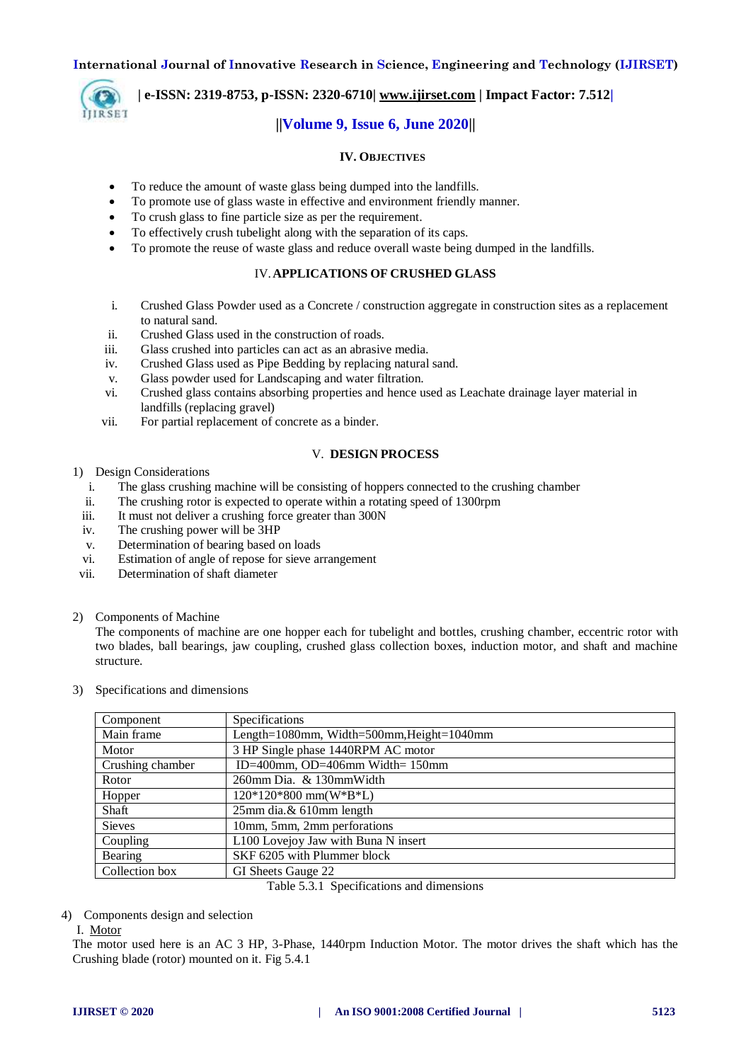## IV. Objectives

- To reduce the amount of waste glass being dumped into the landfills.
- To promote use of glass waste in effective and environment friendly manner.
- To crush glass to fine particle size as per the requirement.
- To effectively crush tubelight along with the separation of its caps.
- To promote the reuse of waste glass and reduce overall waste being dumped in the landfills.

## IV. APPLICATIONS OF CRUSHED GLASS

i. Crushed Glass Powder used as a Concrete / construction aggregate in construction sites as a replacement to natural sand.
ii. Crushed Glass used in the construction of roads.
iii. Glass crushed into particles can act as an abrasive media.
iv. Crushed Glass used as Pipe Bedding by replacing natural sand.
v. Glass powder used for Landscaping and water filtration.
vi. Crushed glass contains absorbing properties and hence used as Leachate drainage layer material in landfills (replacing gravel)
vii. For partial replacement of concrete as a binder.

## V. DESIGN PROCESS

1) Design Considerations
   i. The glass crushing machine will be consisting of hoppers connected to the crushing chamber
   ii. The crushing rotor is expected to operate within a rotating speed of 1300rpm
   iii. It must not deliver a crushing force greater than 300N
   iv. The crushing power will be 3HP
   v. Determination of bearing based on loads
   vi. Estimation of angle of repose for sieve arrangement
   vii. Determination of shaft diameter

2) Components of Machine
   The components of machine are one hopper each for tubelight and bottles, crushing chamber, eccentric rotor with two blades, ball bearings, jaw coupling, crushed glass collection boxes, induction motor, and shaft and machine structure.

3) Specifications and dimensions

| Component | Specifications |
|---|---|
| Main frame | Length=1080mm, Width=500mm,Height=1040mm |
| Motor | 3 HP Single phase 1440RPM AC motor |
| Crushing chamber | ID=400mm, OD=406mm Width= 150mm |
| Rotor | 260mm Dia. & 130mmWidth |
| Hopper | 120*120*800 mm(W*B*L) |
| Shaft | 25mm dia.& 610mm length |
| Sieves | 10mm, 5mm, 2mm perforations |
| Coupling | L100 Lovejoy Jaw with Buna N insert |
| Bearing | SKF 6205 with Plummer block |
| Collection box | GI Sheets Gauge 22 |

Table 5.3.1 Specifications and dimensions

4) Components design and selection
   I. Motor
   The motor used here is an AC 3 HP, 3-Phase, 1440rpm Induction Motor. The motor drives the shaft which has the Crushing blade (rotor) mounted on it. Fig 5.4.1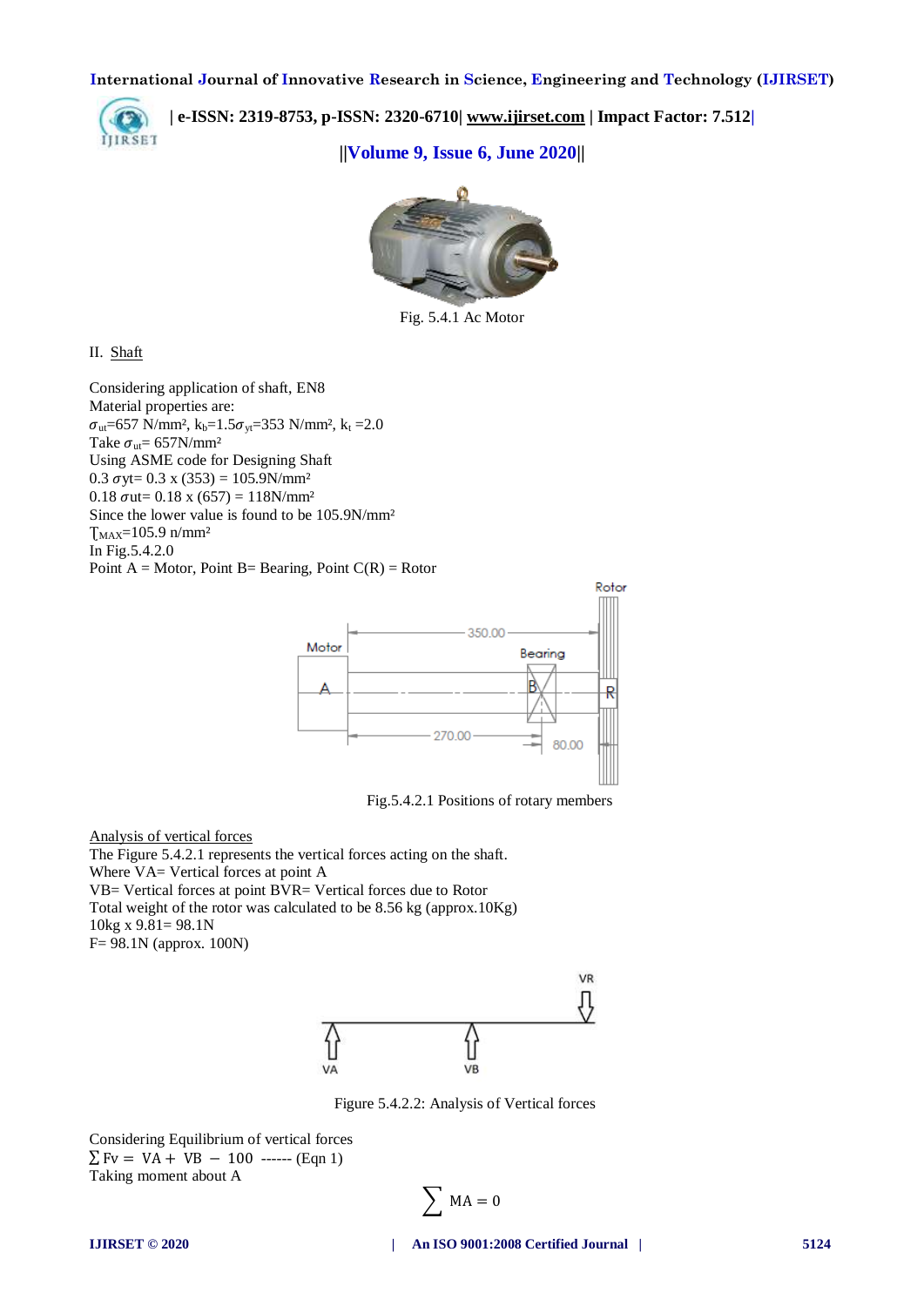Fig. 5.4.1 Ac Motor

II. Shaft

Considering application of shaft, EN8

Material properties are:

$\sigma_{ut}$=657 N/mm², $k_b$=1.5$\sigma_{yt}$=353 N/mm², $k_t$ =2.0

Take $\sigma_{ut}$= 657N/mm²

Using ASME code for Designing Shaft

0.3 $\sigma$yt= 0.3 x (353) = 105.9N/mm²

0.18 $\sigma$ut= 0.18 x (657) = 118N/mm²

Since the lower value is found to be 105.9N/mm²

$\tau_{MAX}$=105.9 n/mm²

In Fig.5.4.2.0

Point A = Motor, Point B= Bearing, Point C(R) = Rotor

Fig.5.4.2.1 Positions of rotary members

Analysis of vertical forces

The Figure 5.4.2.1 represents the vertical forces acting on the shaft.

Where VA= Vertical forces at point A

VB= Vertical forces at point BVR= Vertical forces due to Rotor

Total weight of the rotor was calculated to be 8.56 kg (approx.10Kg)

10kg x 9.81= 98.1N

F= 98.1N (approx. 100N)

Figure 5.4.2.2: Analysis of Vertical forces

Considering Equilibrium of vertical forces

$\sum$ Fv = VA + VB − 100 ------ (Eqn 1)

Taking moment about A

$$\sum \text{MA} = 0$$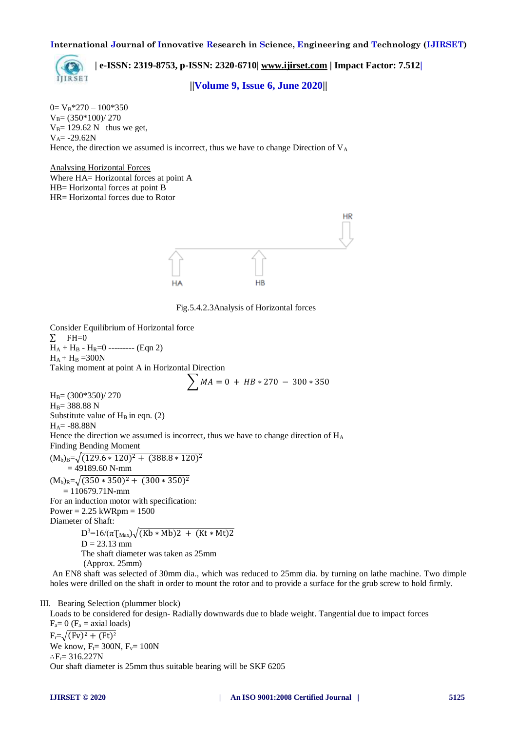$0 = V_B*270 - 100*350$

$V_B = (350*100)/ 270$

$V_B = 129.62$ N thus we get,

$V_A = -29.62$N

Hence, the direction we assumed is incorrect, thus we have to change Direction of $V_A$

Analysing Horizontal Forces

Where HA= Horizontal forces at point A

HB= Horizontal forces at point B

HR= Horizontal forces due to Rotor

Fig.5.4.2.3Analysis of Horizontal forces

Consider Equilibrium of Horizontal force

$\sum FH=0$

$H_A + H_B - H_R=0$ --------- (Eqn 2)

$H_A + H_B = 300$N

Taking moment at point A in Horizontal Direction

$$\sum MA = 0 + HB*270 - 300*350$$

$H_B = (300*350)/ 270$

$H_B = 388.88$ N

Substitute value of $H_B$ in eqn. (2)

$H_A = -88.88$N

Hence the direction we assumed is incorrect, thus we have to change direction of $H_A$

Finding Bending Moment

$(M_b)_B = \sqrt{(129.6*120)^2 + (388.8*120)^2}$

$= 49189.60$ N-mm

$(M_b)_R = \sqrt{(350*350)^2 + (300*350)^2}$

$= 110679.71$N-mm

For an induction motor with specification:

Power = 2.25 kWRpm = 1500

Diameter of Shaft:

$D^3 = 16/(\pi \tau_{Max}) \sqrt{(Kb*Mb)2 + (Kt*Mt)2}$

D = 23.13 mm

The shaft diameter was taken as 25mm

(Approx. 25mm)

An EN8 shaft was selected of 30mm dia., which was reduced to 25mm dia. by turning on lathe machine. Two dimple holes were drilled on the shaft in order to mount the rotor and to provide a surface for the grub screw to hold firmly.

III. Bearing Selection (plummer block)

Loads to be considered for design- Radially downwards due to blade weight. Tangential due to impact forces

$F_a = 0$ ($F_a$ = axial loads)

$F_r = \sqrt{(Fv)^2 + (Ft)^2}$

We know, $F_t = 300$N, $F_v = 100$N

$\therefore F_r = 316.227$N

Our shaft diameter is 25mm thus suitable bearing will be SKF 6205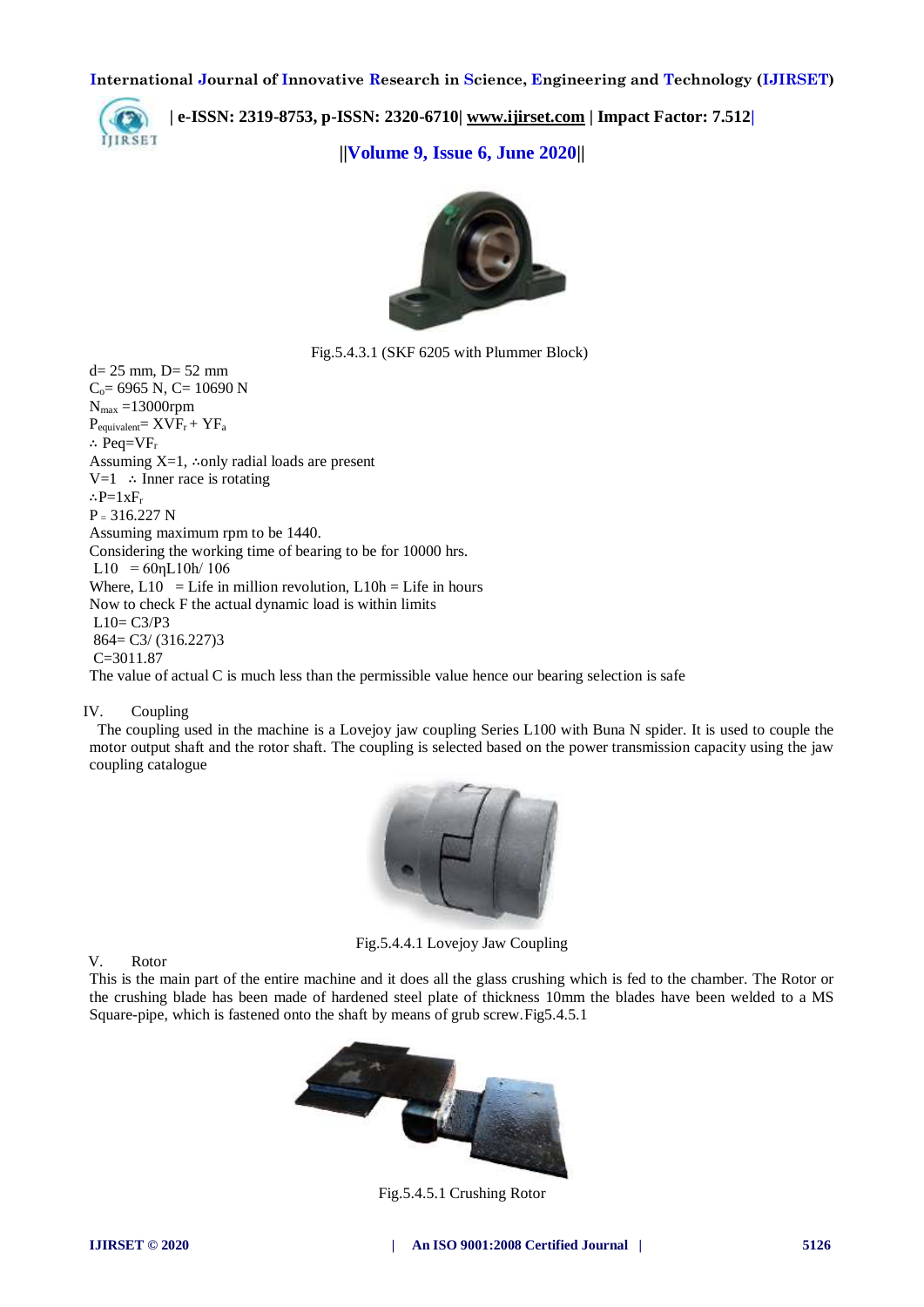Fig.5.4.3.1 (SKF 6205 with Plummer Block)

d= 25 mm, D= 52 mm
$C_o$= 6965 N, C= 10690 N
$N_{max}$ =13000rpm
$P_{equivalent}$= $XVF_r + YF_a$
∴ Peq=$VF_r$
Assuming X=1, ∴only radial loads are present
V=1 ∴ Inner race is rotating
∴P=1x$F_r$
P = 316.227 N
Assuming maximum rpm to be 1440.
Considering the working time of bearing to be for 10000 hrs.
L10 = 60ηL10h/ 106
Where, L10 = Life in million revolution, L10h = Life in hours
Now to check F the actual dynamic load is within limits
L10= C3/P3
864= C3/ (316.227)3
C=3011.87
The value of actual C is much less than the permissible value hence our bearing selection is safe

IV. Coupling

The coupling used in the machine is a Lovejoy jaw coupling Series L100 with Buna N spider. It is used to couple the motor output shaft and the rotor shaft. The coupling is selected based on the power transmission capacity using the jaw coupling catalogue

Fig.5.4.4.1 Lovejoy Jaw Coupling

V. Rotor

This is the main part of the entire machine and it does all the glass crushing which is fed to the chamber. The Rotor or the crushing blade has been made of hardened steel plate of thickness 10mm the blades have been welded to a MS Square-pipe, which is fastened onto the shaft by means of grub screw.Fig5.4.5.1

Fig.5.4.5.1 Crushing Rotor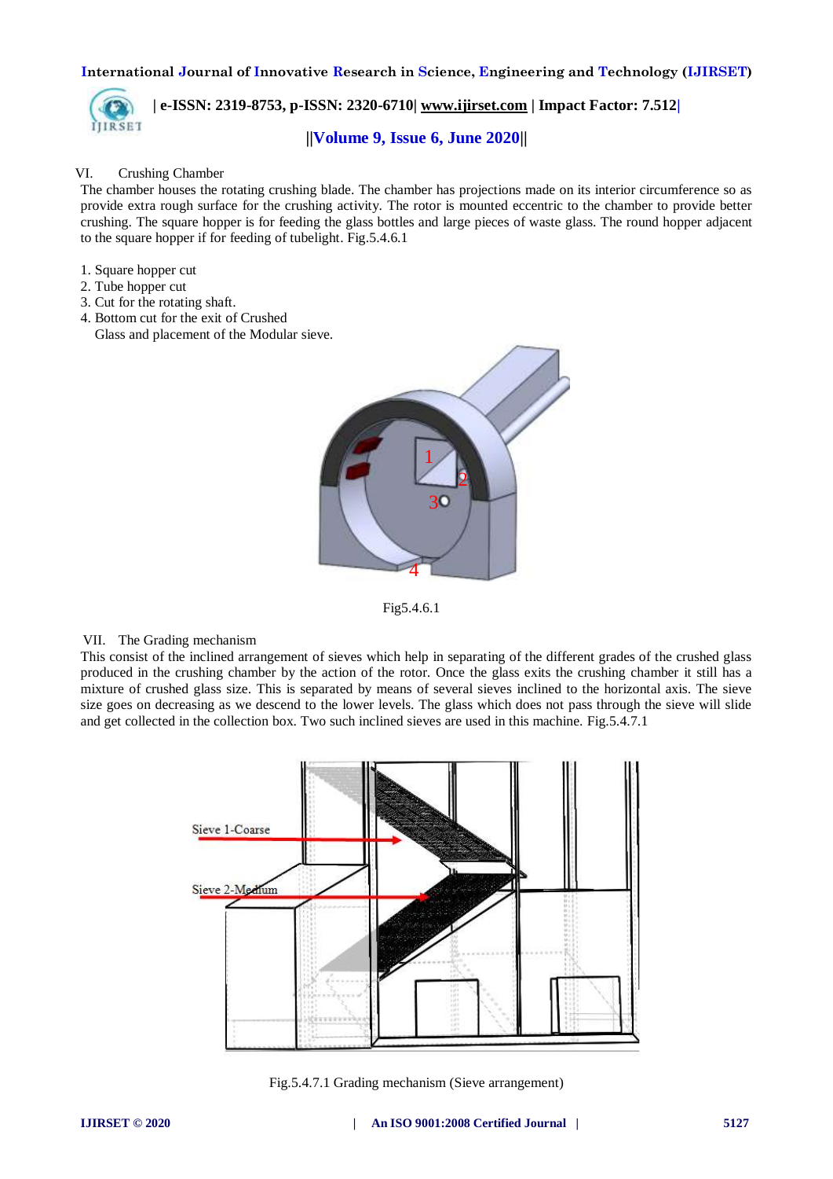VI. Crushing Chamber

The chamber houses the rotating crushing blade. The chamber has projections made on its interior circumference so as provide extra rough surface for the crushing activity. The rotor is mounted eccentric to the chamber to provide better crushing. The square hopper is for feeding the glass bottles and large pieces of waste glass. The round hopper adjacent to the square hopper if for feeding of tubelight. Fig.5.4.6.1

1. Square hopper cut
2. Tube hopper cut
3. Cut for the rotating shaft.
4. Bottom cut for the exit of Crushed Glass and placement of the Modular sieve.

Fig5.4.6.1

VII. The Grading mechanism

This consist of the inclined arrangement of sieves which help in separating of the different grades of the crushed glass produced in the crushing chamber by the action of the rotor. Once the glass exits the crushing chamber it still has a mixture of crushed glass size. This is separated by means of several sieves inclined to the horizontal axis. The sieve size goes on decreasing as we descend to the lower levels. The glass which does not pass through the sieve will slide and get collected in the collection box. Two such inclined sieves are used in this machine. Fig.5.4.7.1

Fig.5.4.7.1 Grading mechanism (Sieve arrangement)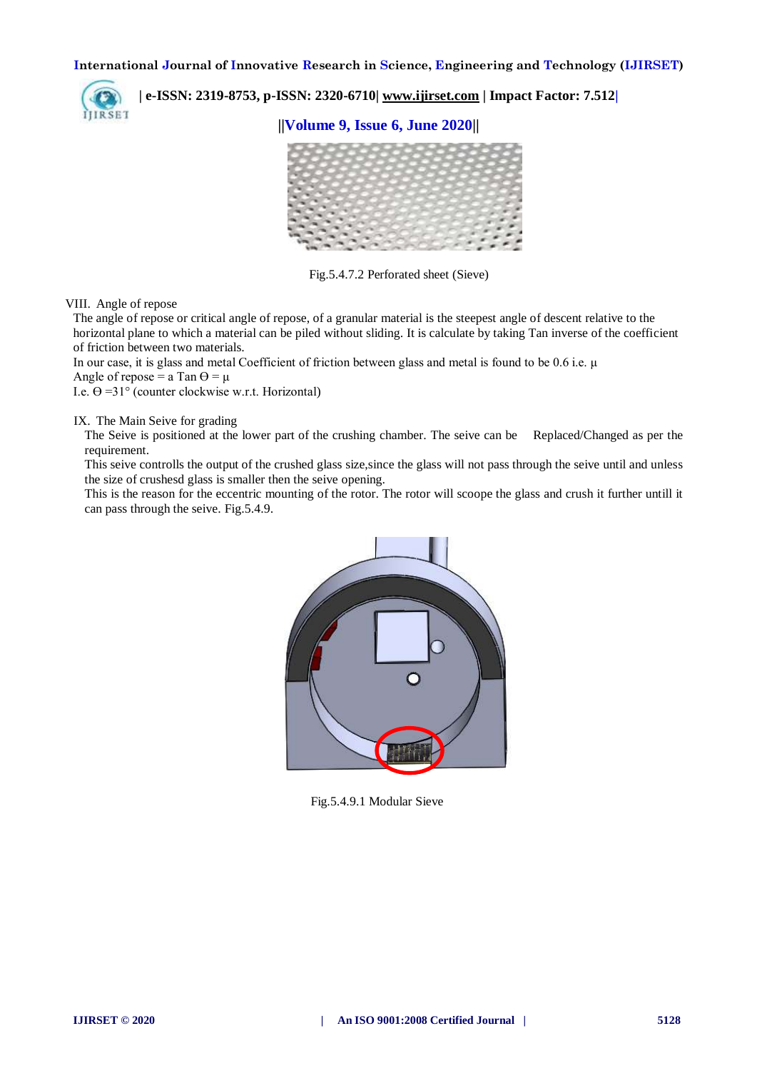Fig.5.4.7.2 Perforated sheet (Sieve)

VIII. Angle of repose

The angle of repose or critical angle of repose, of a granular material is the steepest angle of descent relative to the horizontal plane to which a material can be piled without sliding. It is calculate by taking Tan inverse of the coefficient of friction between two materials.

In our case, it is glass and metal Coefficient of friction between glass and metal is found to be 0.6 i.e. $\mu$

Angle of repose = a Tan $\Theta = \mu$

I.e. $\Theta = 31°$ (counter clockwise w.r.t. Horizontal)

IX. The Main Seive for grading

The Seive is positioned at the lower part of the crushing chamber. The seive can be Replaced/Changed as per the requirement.

This seive controlls the output of the crushed glass size,since the glass will not pass through the seive until and unless the size of crushesd glass is smaller then the seive opening.

This is the reason for the eccentric mounting of the rotor. The rotor will scoope the glass and crush it further untill it can pass through the seive. Fig.5.4.9.

Fig.5.4.9.1 Modular Sieve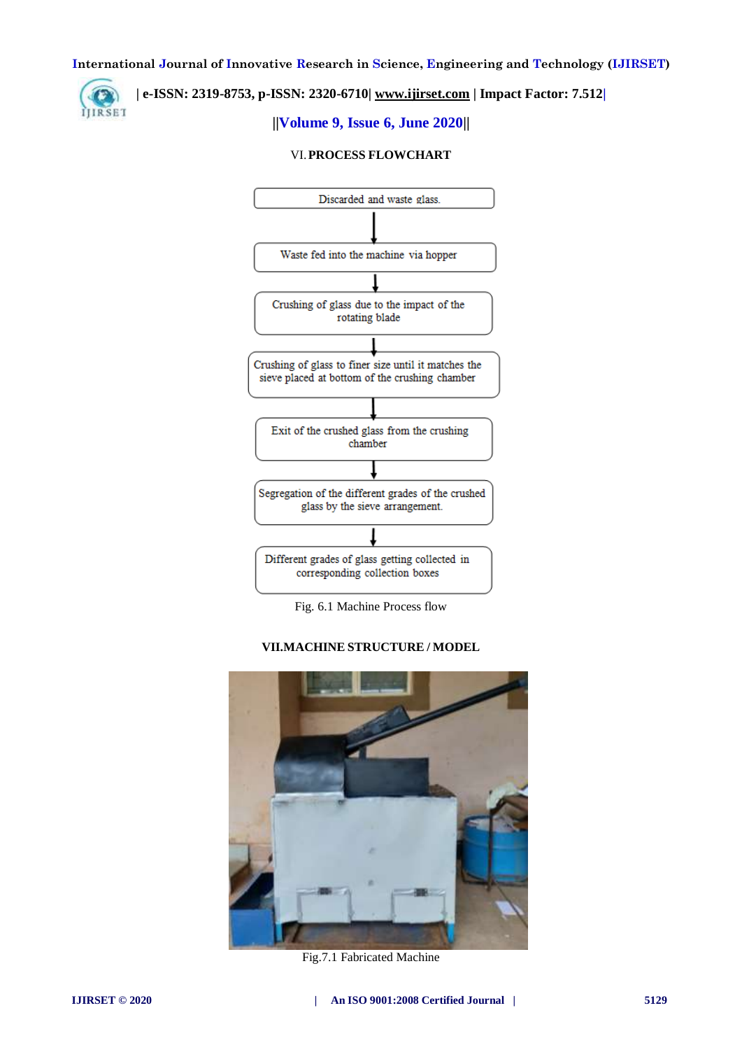## VI. PROCESS FLOWCHART

Discarded and waste glass.

↓

Waste fed into the machine via hopper

↓

Crushing of glass due to the impact of the rotating blade

↓

Crushing of glass to finer size until it matches the sieve placed at bottom of the crushing chamber

↓

Exit of the crushed glass from the crushing chamber

↓

Segregation of the different grades of the crushed glass by the sieve arrangement.

↓

Different grades of glass getting collected in corresponding collection boxes

Fig. 6.1 Machine Process flow

## VII. MACHINE STRUCTURE / MODEL

Fig.7.1 Fabricated Machine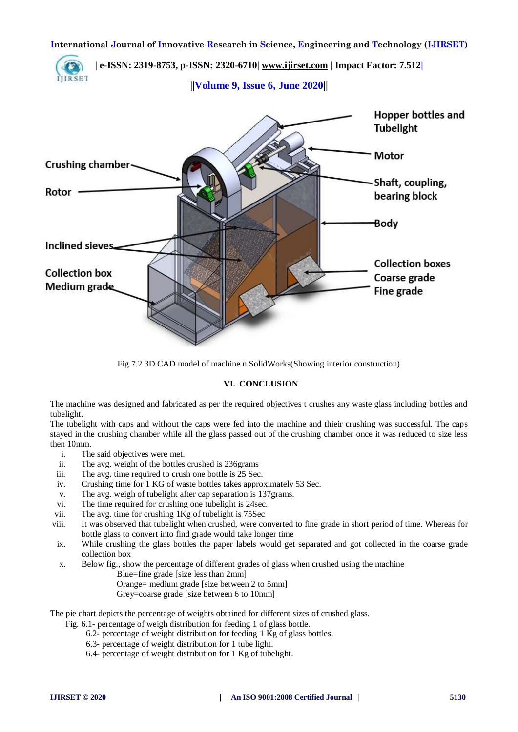Fig.7.2 3D CAD model of machine n SolidWorks(Showing interior construction)

## VI. CONCLUSION

The machine was designed and fabricated as per the required objectives t crushes any waste glass including bottles and tubelight.

The tubelight with caps and without the caps were fed into the machine and thieir crushing was successful. The caps stayed in the crushing chamber while all the glass passed out of the crushing chamber once it was reduced to size less then 10mm.

i. The said objectives were met.
ii. The avg. weight of the bottles crushed is 236grams
iii. The avg. time required to crush one bottle is 25 Sec.
iv. Crushing time for 1 KG of waste bottles takes approximately 53 Sec.
v. The avg. weigh of tubelight after cap separation is 137grams.
vi. The time required for crushing one tubelight is 24sec.
vii. The avg. time for crushing 1Kg of tubelight is 75Sec
viii. It was observed that tubelight when crushed, were converted to fine grade in short period of time. Whereas for bottle glass to convert into find grade would take longer time
ix. While crushing the glass bottles the paper labels would get separated and got collected in the coarse grade collection box
x. Below fig., show the percentage of different grades of glass when crushed using the machine
   Blue=fine grade [size less than 2mm]
   Orange= medium grade [size between 2 to 5mm]
   Grey=coarse grade [size between 6 to 10mm]

The pie chart depicts the percentage of weights obtained for different sizes of crushed glass.

Fig. 6.1- percentage of weigh distribution for feeding 1 of glass bottle.
6.2- percentage of weight distribution for feeding 1 Kg of glass bottles.
6.3- percentage of weight distribution for 1 tube light.
6.4- percentage of weight distribution for 1 Kg of tubelight.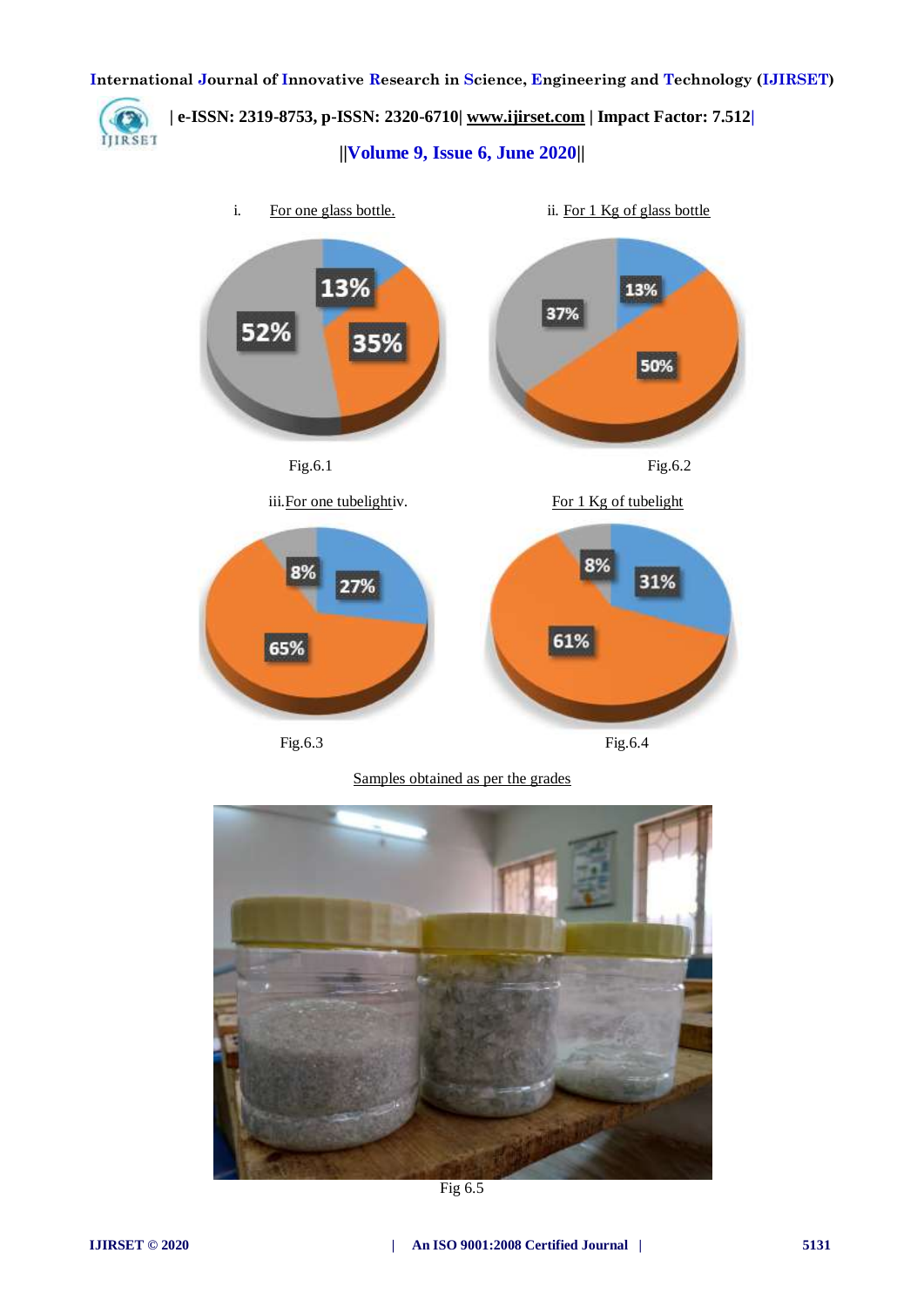i. For one glass bottle.

ii. For 1 Kg of glass bottle

Fig.6.1

Fig.6.2

iii. For one tubelight

iv. For 1 Kg of tubelight

Fig.6.3

Fig.6.4

Samples obtained as per the grades

Fig 6.5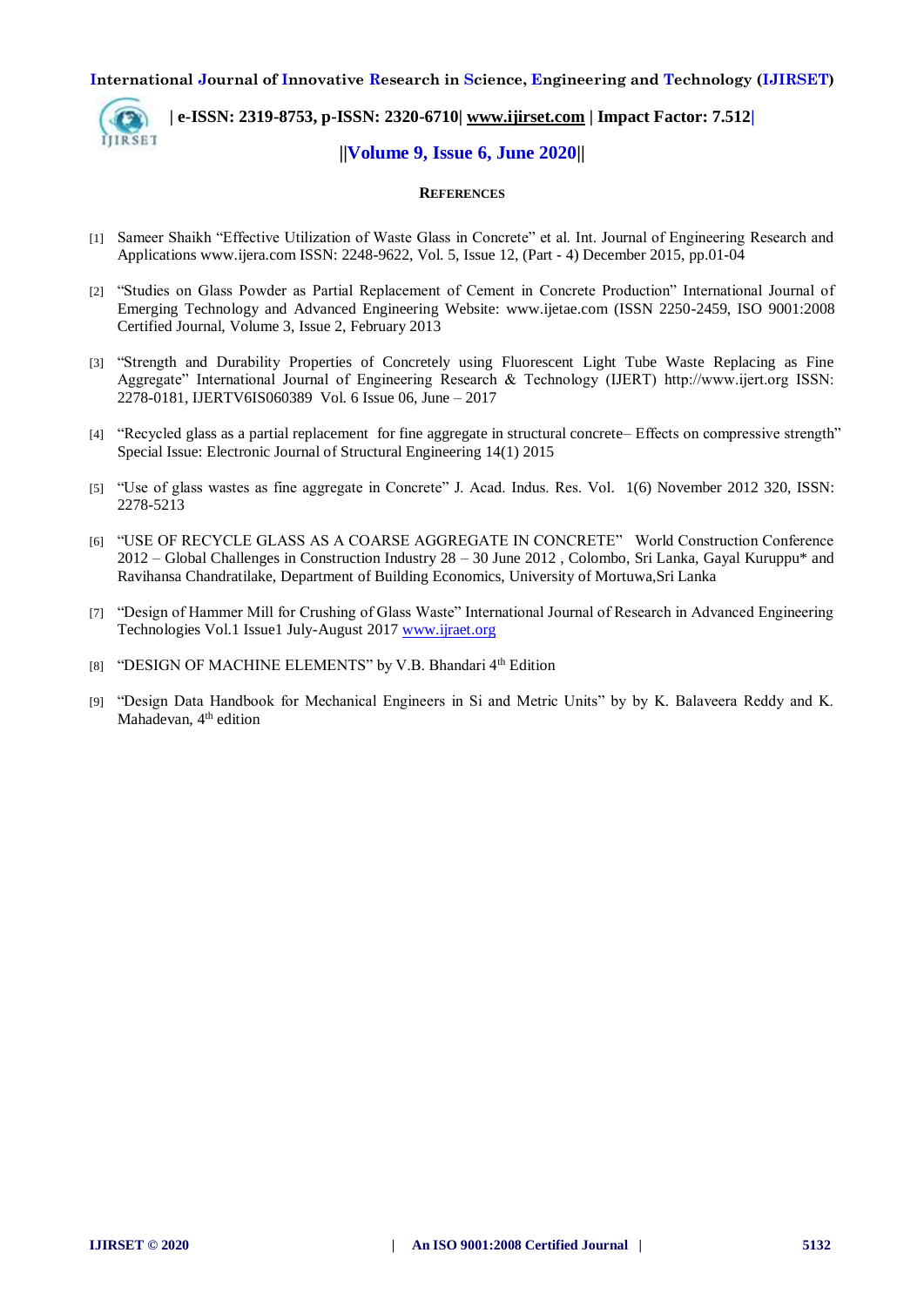## REFERENCES

[1] Sameer Shaikh "Effective Utilization of Waste Glass in Concrete" et al. Int. Journal of Engineering Research and Applications www.ijera.com ISSN: 2248-9622, Vol. 5, Issue 12, (Part - 4) December 2015, pp.01-04

[2] "Studies on Glass Powder as Partial Replacement of Cement in Concrete Production" International Journal of Emerging Technology and Advanced Engineering Website: www.ijetae.com (ISSN 2250-2459, ISO 9001:2008 Certified Journal, Volume 3, Issue 2, February 2013

[3] "Strength and Durability Properties of Concretely using Fluorescent Light Tube Waste Replacing as Fine Aggregate" International Journal of Engineering Research & Technology (IJERT) http://www.ijert.org ISSN: 2278-0181, IJERTV6IS060389 Vol. 6 Issue 06, June – 2017

[4] "Recycled glass as a partial replacement for fine aggregate in structural concrete– Effects on compressive strength" Special Issue: Electronic Journal of Structural Engineering 14(1) 2015

[5] "Use of glass wastes as fine aggregate in Concrete" J. Acad. Indus. Res. Vol. 1(6) November 2012 320, ISSN: 2278-5213

[6] "USE OF RECYCLE GLASS AS A COARSE AGGREGATE IN CONCRETE" World Construction Conference 2012 – Global Challenges in Construction Industry 28 – 30 June 2012 , Colombo, Sri Lanka, Gayal Kuruppu* and Ravihansa Chandratilake, Department of Building Economics, University of Mortuwa,Sri Lanka

[7] "Design of Hammer Mill for Crushing of Glass Waste" International Journal of Research in Advanced Engineering Technologies Vol.1 Issue1 July-August 2017 www.ijraet.org

[8] "DESIGN OF MACHINE ELEMENTS" by V.B. Bhandari 4th Edition

[9] "Design Data Handbook for Mechanical Engineers in Si and Metric Units" by by K. Balaveera Reddy and K. Mahadevan, 4th edition